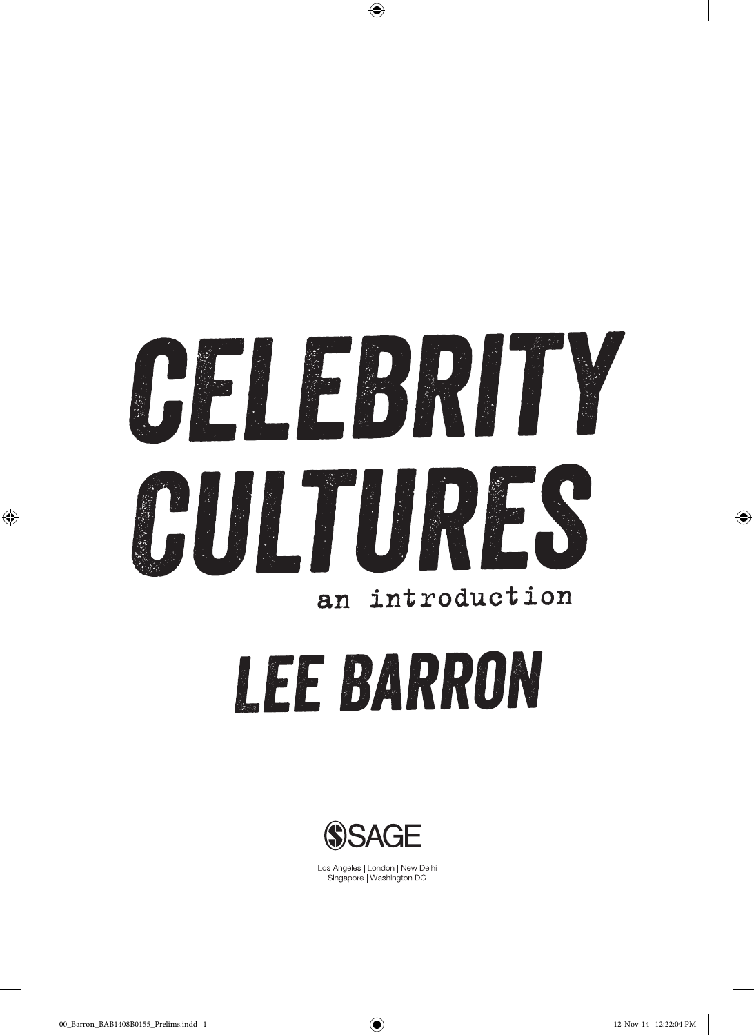# CELEBRITY CULTURES

an introduction

# LEE BARRON

SAGE

Los Angeles | London | New Delhi
Singapore | Washington DC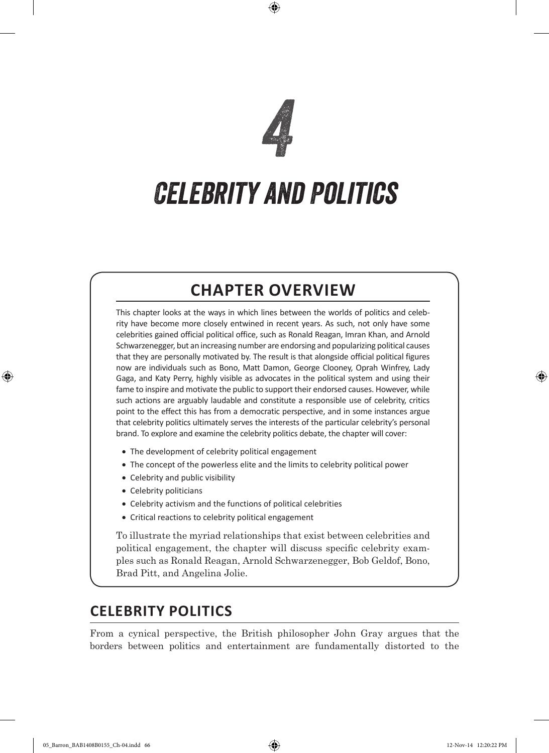# 4

# CELEBRITY AND POLITICS

## CHAPTER OVERVIEW

This chapter looks at the ways in which lines between the worlds of politics and celebrity have become more closely entwined in recent years. As such, not only have some celebrities gained official political office, such as Ronald Reagan, Imran Khan, and Arnold Schwarzenegger, but an increasing number are endorsing and popularizing political causes that they are personally motivated by. The result is that alongside official political figures now are individuals such as Bono, Matt Damon, George Clooney, Oprah Winfrey, Lady Gaga, and Katy Perry, highly visible as advocates in the political system and using their fame to inspire and motivate the public to support their endorsed causes. However, while such actions are arguably laudable and constitute a responsible use of celebrity, critics point to the effect this has from a democratic perspective, and in some instances argue that celebrity politics ultimately serves the interests of the particular celebrity's personal brand. To explore and examine the celebrity politics debate, the chapter will cover:

- The development of celebrity political engagement
- The concept of the powerless elite and the limits to celebrity political power
- Celebrity and public visibility
- Celebrity politicians
- Celebrity activism and the functions of political celebrities
- Critical reactions to celebrity political engagement

To illustrate the myriad relationships that exist between celebrities and political engagement, the chapter will discuss specific celebrity examples such as Ronald Reagan, Arnold Schwarzenegger, Bob Geldof, Bono, Brad Pitt, and Angelina Jolie.

## CELEBRITY POLITICS

From a cynical perspective, the British philosopher John Gray argues that the borders between politics and entertainment are fundamentally distorted to the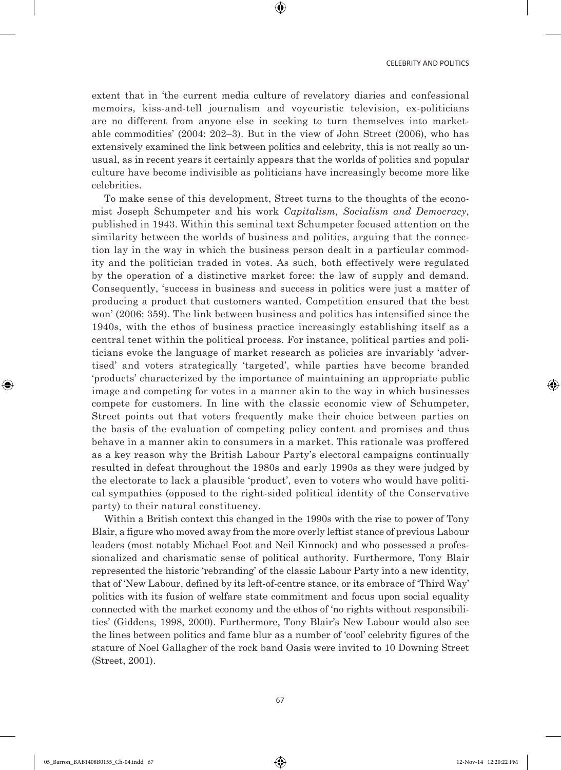extent that in 'the current media culture of revelatory diaries and confessional memoirs, kiss-and-tell journalism and voyeuristic television, ex-politicians are no different from anyone else in seeking to turn themselves into marketable commodities' (2004: 202–3). But in the view of John Street (2006), who has extensively examined the link between politics and celebrity, this is not really so unusual, as in recent years it certainly appears that the worlds of politics and popular culture have become indivisible as politicians have increasingly become more like celebrities.

To make sense of this development, Street turns to the thoughts of the economist Joseph Schumpeter and his work *Capitalism, Socialism and Democracy*, published in 1943. Within this seminal text Schumpeter focused attention on the similarity between the worlds of business and politics, arguing that the connection lay in the way in which the business person dealt in a particular commodity and the politician traded in votes. As such, both effectively were regulated by the operation of a distinctive market force: the law of supply and demand. Consequently, 'success in business and success in politics were just a matter of producing a product that customers wanted. Competition ensured that the best won' (2006: 359). The link between business and politics has intensified since the 1940s, with the ethos of business practice increasingly establishing itself as a central tenet within the political process. For instance, political parties and politicians evoke the language of market research as policies are invariably 'advertised' and voters strategically 'targeted', while parties have become branded 'products' characterized by the importance of maintaining an appropriate public image and competing for votes in a manner akin to the way in which businesses compete for customers. In line with the classic economic view of Schumpeter, Street points out that voters frequently make their choice between parties on the basis of the evaluation of competing policy content and promises and thus behave in a manner akin to consumers in a market. This rationale was proffered as a key reason why the British Labour Party's electoral campaigns continually resulted in defeat throughout the 1980s and early 1990s as they were judged by the electorate to lack a plausible 'product', even to voters who would have political sympathies (opposed to the right-sided political identity of the Conservative party) to their natural constituency.

Within a British context this changed in the 1990s with the rise to power of Tony Blair, a figure who moved away from the more overly leftist stance of previous Labour leaders (most notably Michael Foot and Neil Kinnock) and who possessed a professionalized and charismatic sense of political authority. Furthermore, Tony Blair represented the historic 'rebranding' of the classic Labour Party into a new identity, that of 'New Labour, defined by its left-of-centre stance, or its embrace of 'Third Way' politics with its fusion of welfare state commitment and focus upon social equality connected with the market economy and the ethos of 'no rights without responsibilities' (Giddens, 1998, 2000). Furthermore, Tony Blair's New Labour would also see the lines between politics and fame blur as a number of 'cool' celebrity figures of the stature of Noel Gallagher of the rock band Oasis were invited to 10 Downing Street (Street, 2001).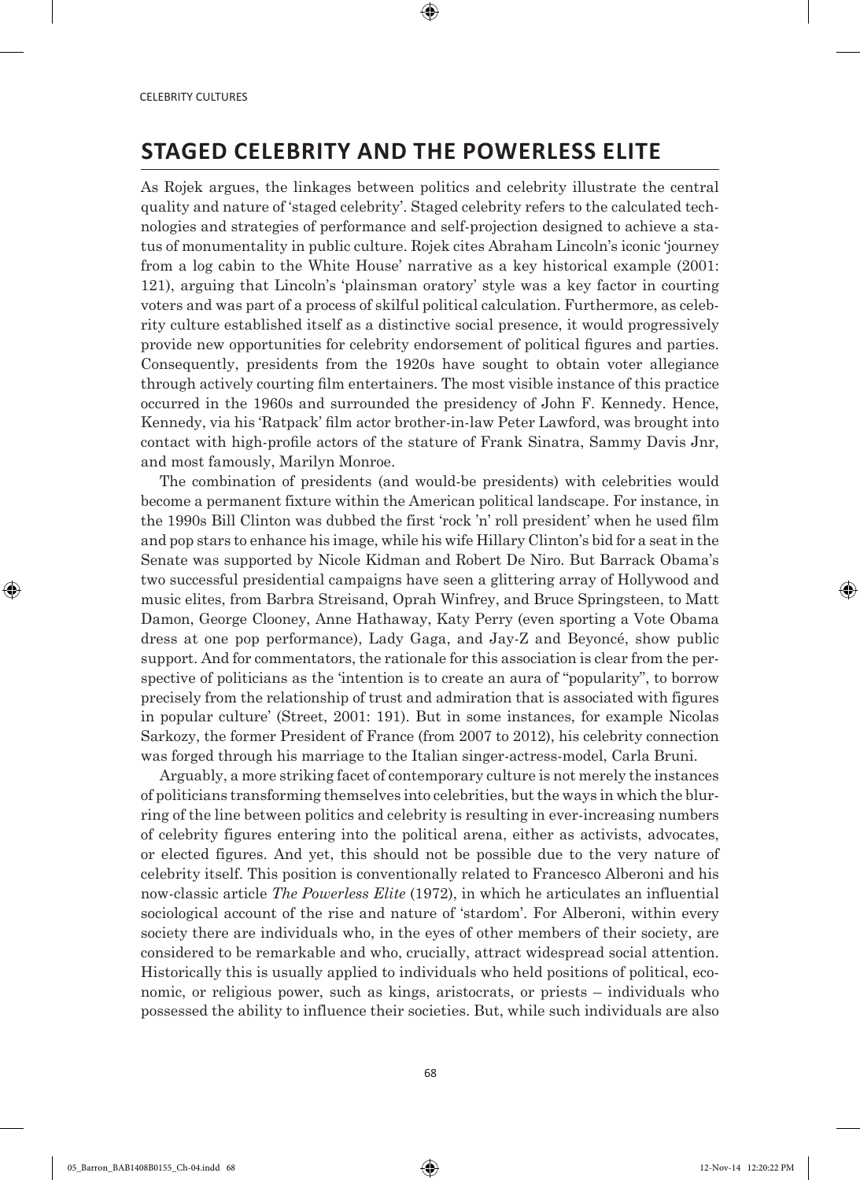## STAGED CELEBRITY AND THE POWERLESS ELITE

As Rojek argues, the linkages between politics and celebrity illustrate the central quality and nature of 'staged celebrity'. Staged celebrity refers to the calculated technologies and strategies of performance and self-projection designed to achieve a status of monumentality in public culture. Rojek cites Abraham Lincoln's iconic 'journey from a log cabin to the White House' narrative as a key historical example (2001: 121), arguing that Lincoln's 'plainsman oratory' style was a key factor in courting voters and was part of a process of skilful political calculation. Furthermore, as celebrity culture established itself as a distinctive social presence, it would progressively provide new opportunities for celebrity endorsement of political figures and parties. Consequently, presidents from the 1920s have sought to obtain voter allegiance through actively courting film entertainers. The most visible instance of this practice occurred in the 1960s and surrounded the presidency of John F. Kennedy. Hence, Kennedy, via his 'Ratpack' film actor brother-in-law Peter Lawford, was brought into contact with high-profile actors of the stature of Frank Sinatra, Sammy Davis Jnr, and most famously, Marilyn Monroe.

The combination of presidents (and would-be presidents) with celebrities would become a permanent fixture within the American political landscape. For instance, in the 1990s Bill Clinton was dubbed the first 'rock 'n' roll president' when he used film and pop stars to enhance his image, while his wife Hillary Clinton's bid for a seat in the Senate was supported by Nicole Kidman and Robert De Niro. But Barrack Obama's two successful presidential campaigns have seen a glittering array of Hollywood and music elites, from Barbra Streisand, Oprah Winfrey, and Bruce Springsteen, to Matt Damon, George Clooney, Anne Hathaway, Katy Perry (even sporting a Vote Obama dress at one pop performance), Lady Gaga, and Jay-Z and Beyoncé, show public support. And for commentators, the rationale for this association is clear from the perspective of politicians as the 'intention is to create an aura of "popularity", to borrow precisely from the relationship of trust and admiration that is associated with figures in popular culture' (Street, 2001: 191). But in some instances, for example Nicolas Sarkozy, the former President of France (from 2007 to 2012), his celebrity connection was forged through his marriage to the Italian singer-actress-model, Carla Bruni.

Arguably, a more striking facet of contemporary culture is not merely the instances of politicians transforming themselves into celebrities, but the ways in which the blurring of the line between politics and celebrity is resulting in ever-increasing numbers of celebrity figures entering into the political arena, either as activists, advocates, or elected figures. And yet, this should not be possible due to the very nature of celebrity itself. This position is conventionally related to Francesco Alberoni and his now-classic article *The Powerless Elite* (1972), in which he articulates an influential sociological account of the rise and nature of 'stardom'. For Alberoni, within every society there are individuals who, in the eyes of other members of their society, are considered to be remarkable and who, crucially, attract widespread social attention. Historically this is usually applied to individuals who held positions of political, economic, or religious power, such as kings, aristocrats, or priests – individuals who possessed the ability to influence their societies. But, while such individuals are also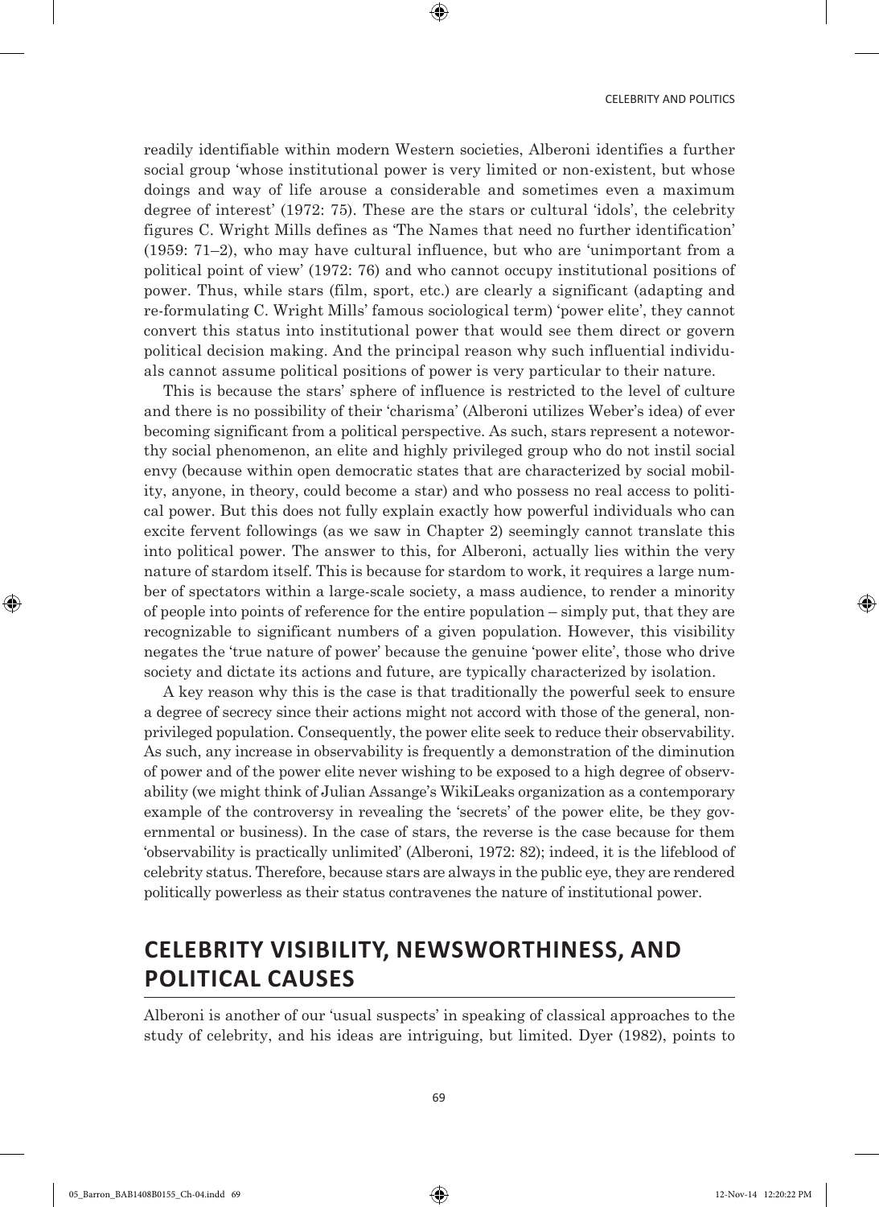readily identifiable within modern Western societies, Alberoni identifies a further social group 'whose institutional power is very limited or non-existent, but whose doings and way of life arouse a considerable and sometimes even a maximum degree of interest' (1972: 75). These are the stars or cultural 'idols', the celebrity figures C. Wright Mills defines as 'The Names that need no further identification' (1959: 71–2), who may have cultural influence, but who are 'unimportant from a political point of view' (1972: 76) and who cannot occupy institutional positions of power. Thus, while stars (film, sport, etc.) are clearly a significant (adapting and re-formulating C. Wright Mills' famous sociological term) 'power elite', they cannot convert this status into institutional power that would see them direct or govern political decision making. And the principal reason why such influential individuals cannot assume political positions of power is very particular to their nature.

This is because the stars' sphere of influence is restricted to the level of culture and there is no possibility of their 'charisma' (Alberoni utilizes Weber's idea) of ever becoming significant from a political perspective. As such, stars represent a noteworthy social phenomenon, an elite and highly privileged group who do not instil social envy (because within open democratic states that are characterized by social mobility, anyone, in theory, could become a star) and who possess no real access to political power. But this does not fully explain exactly how powerful individuals who can excite fervent followings (as we saw in Chapter 2) seemingly cannot translate this into political power. The answer to this, for Alberoni, actually lies within the very nature of stardom itself. This is because for stardom to work, it requires a large number of spectators within a large-scale society, a mass audience, to render a minority of people into points of reference for the entire population – simply put, that they are recognizable to significant numbers of a given population. However, this visibility negates the 'true nature of power' because the genuine 'power elite', those who drive society and dictate its actions and future, are typically characterized by isolation.

A key reason why this is the case is that traditionally the powerful seek to ensure a degree of secrecy since their actions might not accord with those of the general, non-privileged population. Consequently, the power elite seek to reduce their observability. As such, any increase in observability is frequently a demonstration of the diminution of power and of the power elite never wishing to be exposed to a high degree of observability (we might think of Julian Assange's WikiLeaks organization as a contemporary example of the controversy in revealing the 'secrets' of the power elite, be they governmental or business). In the case of stars, the reverse is the case because for them 'observability is practically unlimited' (Alberoni, 1972: 82); indeed, it is the lifeblood of celebrity status. Therefore, because stars are always in the public eye, they are rendered politically powerless as their status contravenes the nature of institutional power.

## CELEBRITY VISIBILITY, NEWSWORTHINESS, AND POLITICAL CAUSES

Alberoni is another of our 'usual suspects' in speaking of classical approaches to the study of celebrity, and his ideas are intriguing, but limited. Dyer (1982), points to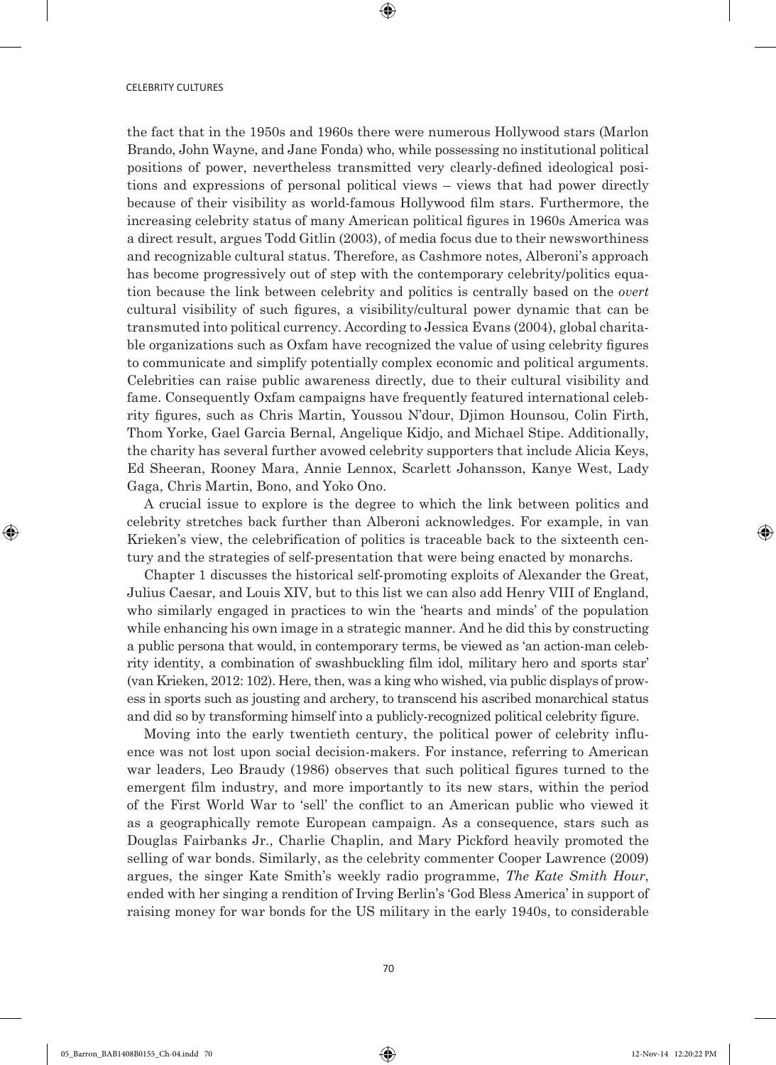the fact that in the 1950s and 1960s there were numerous Hollywood stars (Marlon Brando, John Wayne, and Jane Fonda) who, while possessing no institutional political positions of power, nevertheless transmitted very clearly-defined ideological positions and expressions of personal political views – views that had power directly because of their visibility as world-famous Hollywood film stars. Furthermore, the increasing celebrity status of many American political figures in 1960s America was a direct result, argues Todd Gitlin (2003), of media focus due to their newsworthiness and recognizable cultural status. Therefore, as Cashmore notes, Alberoni's approach has become progressively out of step with the contemporary celebrity/politics equation because the link between celebrity and politics is centrally based on the *overt* cultural visibility of such figures, a visibility/cultural power dynamic that can be transmuted into political currency. According to Jessica Evans (2004), global charitable organizations such as Oxfam have recognized the value of using celebrity figures to communicate and simplify potentially complex economic and political arguments. Celebrities can raise public awareness directly, due to their cultural visibility and fame. Consequently Oxfam campaigns have frequently featured international celebrity figures, such as Chris Martin, Youssou N'dour, Djimon Hounsou, Colin Firth, Thom Yorke, Gael Garcia Bernal, Angelique Kidjo, and Michael Stipe. Additionally, the charity has several further avowed celebrity supporters that include Alicia Keys, Ed Sheeran, Rooney Mara, Annie Lennox, Scarlett Johansson, Kanye West, Lady Gaga, Chris Martin, Bono, and Yoko Ono.

A crucial issue to explore is the degree to which the link between politics and celebrity stretches back further than Alberoni acknowledges. For example, in van Krieken's view, the celebrification of politics is traceable back to the sixteenth century and the strategies of self-presentation that were being enacted by monarchs.

Chapter 1 discusses the historical self-promoting exploits of Alexander the Great, Julius Caesar, and Louis XIV, but to this list we can also add Henry VIII of England, who similarly engaged in practices to win the 'hearts and minds' of the population while enhancing his own image in a strategic manner. And he did this by constructing a public persona that would, in contemporary terms, be viewed as 'an action-man celebrity identity, a combination of swashbuckling film idol, military hero and sports star' (van Krieken, 2012: 102). Here, then, was a king who wished, via public displays of prowess in sports such as jousting and archery, to transcend his ascribed monarchical status and did so by transforming himself into a publicly-recognized political celebrity figure.

Moving into the early twentieth century, the political power of celebrity influence was not lost upon social decision-makers. For instance, referring to American war leaders, Leo Braudy (1986) observes that such political figures turned to the emergent film industry, and more importantly to its new stars, within the period of the First World War to 'sell' the conflict to an American public who viewed it as a geographically remote European campaign. As a consequence, stars such as Douglas Fairbanks Jr., Charlie Chaplin, and Mary Pickford heavily promoted the selling of war bonds. Similarly, as the celebrity commenter Cooper Lawrence (2009) argues, the singer Kate Smith's weekly radio programme, *The Kate Smith Hour*, ended with her singing a rendition of Irving Berlin's 'God Bless America' in support of raising money for war bonds for the US military in the early 1940s, to considerable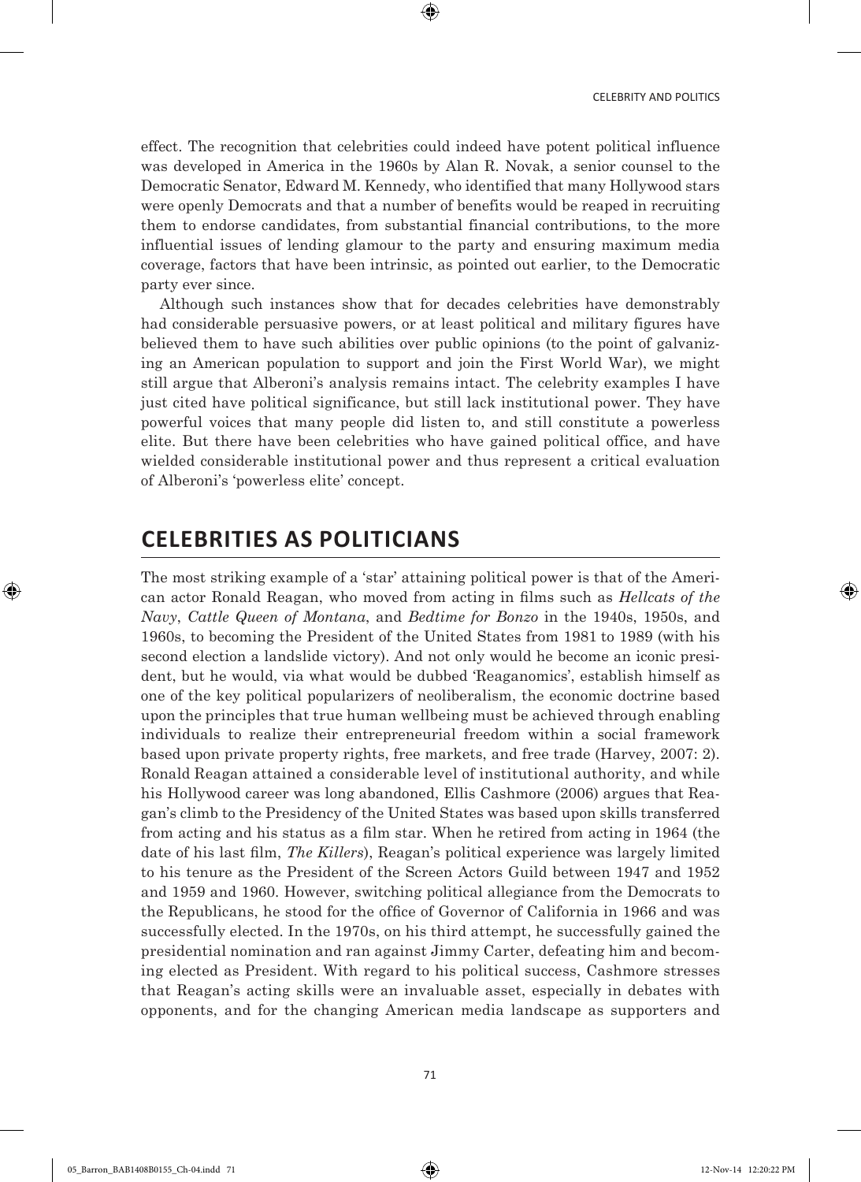effect. The recognition that celebrities could indeed have potent political influence was developed in America in the 1960s by Alan R. Novak, a senior counsel to the Democratic Senator, Edward M. Kennedy, who identified that many Hollywood stars were openly Democrats and that a number of benefits would be reaped in recruiting them to endorse candidates, from substantial financial contributions, to the more influential issues of lending glamour to the party and ensuring maximum media coverage, factors that have been intrinsic, as pointed out earlier, to the Democratic party ever since.

Although such instances show that for decades celebrities have demonstrably had considerable persuasive powers, or at least political and military figures have believed them to have such abilities over public opinions (to the point of galvanizing an American population to support and join the First World War), we might still argue that Alberoni's analysis remains intact. The celebrity examples I have just cited have political significance, but still lack institutional power. They have powerful voices that many people did listen to, and still constitute a powerless elite. But there have been celebrities who have gained political office, and have wielded considerable institutional power and thus represent a critical evaluation of Alberoni's 'powerless elite' concept.

## CELEBRITIES AS POLITICIANS

The most striking example of a 'star' attaining political power is that of the American actor Ronald Reagan, who moved from acting in films such as *Hellcats of the Navy*, *Cattle Queen of Montana*, and *Bedtime for Bonzo* in the 1940s, 1950s, and 1960s, to becoming the President of the United States from 1981 to 1989 (with his second election a landslide victory). And not only would he become an iconic president, but he would, via what would be dubbed 'Reaganomics', establish himself as one of the key political popularizers of neoliberalism, the economic doctrine based upon the principles that true human wellbeing must be achieved through enabling individuals to realize their entrepreneurial freedom within a social framework based upon private property rights, free markets, and free trade (Harvey, 2007: 2). Ronald Reagan attained a considerable level of institutional authority, and while his Hollywood career was long abandoned, Ellis Cashmore (2006) argues that Reagan's climb to the Presidency of the United States was based upon skills transferred from acting and his status as a film star. When he retired from acting in 1964 (the date of his last film, *The Killers*), Reagan's political experience was largely limited to his tenure as the President of the Screen Actors Guild between 1947 and 1952 and 1959 and 1960. However, switching political allegiance from the Democrats to the Republicans, he stood for the office of Governor of California in 1966 and was successfully elected. In the 1970s, on his third attempt, he successfully gained the presidential nomination and ran against Jimmy Carter, defeating him and becoming elected as President. With regard to his political success, Cashmore stresses that Reagan's acting skills were an invaluable asset, especially in debates with opponents, and for the changing American media landscape as supporters and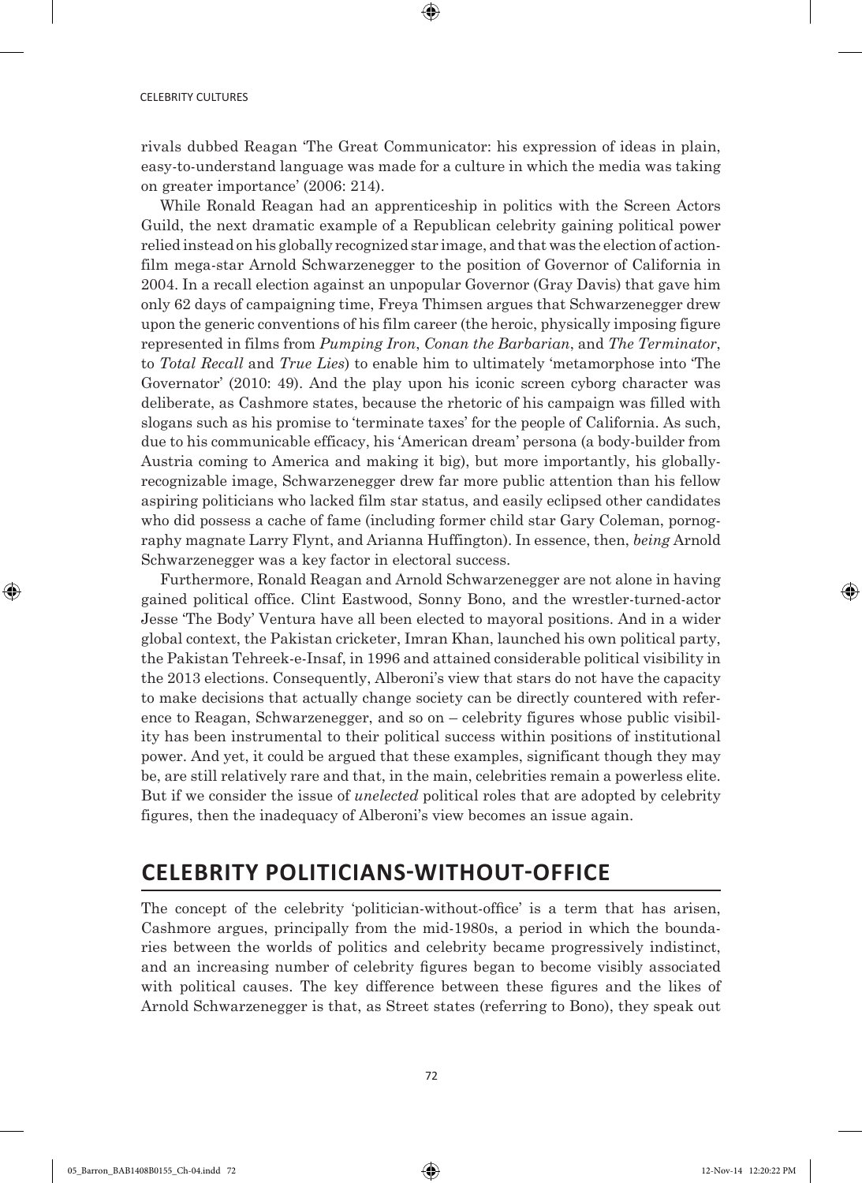rivals dubbed Reagan 'The Great Communicator: his expression of ideas in plain, easy-to-understand language was made for a culture in which the media was taking on greater importance' (2006: 214).

While Ronald Reagan had an apprenticeship in politics with the Screen Actors Guild, the next dramatic example of a Republican celebrity gaining political power relied instead on his globally recognized star image, and that was the election of action-film mega-star Arnold Schwarzenegger to the position of Governor of California in 2004. In a recall election against an unpopular Governor (Gray Davis) that gave him only 62 days of campaigning time, Freya Thimsen argues that Schwarzenegger drew upon the generic conventions of his film career (the heroic, physically imposing figure represented in films from *Pumping Iron*, *Conan the Barbarian*, and *The Terminator*, to *Total Recall* and *True Lies*) to enable him to ultimately 'metamorphose into 'The Governator' (2010: 49). And the play upon his iconic screen cyborg character was deliberate, as Cashmore states, because the rhetoric of his campaign was filled with slogans such as his promise to 'terminate taxes' for the people of California. As such, due to his communicable efficacy, his 'American dream' persona (a body-builder from Austria coming to America and making it big), but more importantly, his globally-recognizable image, Schwarzenegger drew far more public attention than his fellow aspiring politicians who lacked film star status, and easily eclipsed other candidates who did possess a cache of fame (including former child star Gary Coleman, pornography magnate Larry Flynt, and Arianna Huffington). In essence, then, *being* Arnold Schwarzenegger was a key factor in electoral success.

Furthermore, Ronald Reagan and Arnold Schwarzenegger are not alone in having gained political office. Clint Eastwood, Sonny Bono, and the wrestler-turned-actor Jesse 'The Body' Ventura have all been elected to mayoral positions. And in a wider global context, the Pakistan cricketer, Imran Khan, launched his own political party, the Pakistan Tehreek-e-Insaf, in 1996 and attained considerable political visibility in the 2013 elections. Consequently, Alberoni's view that stars do not have the capacity to make decisions that actually change society can be directly countered with reference to Reagan, Schwarzenegger, and so on – celebrity figures whose public visibility has been instrumental to their political success within positions of institutional power. And yet, it could be argued that these examples, significant though they may be, are still relatively rare and that, in the main, celebrities remain a powerless elite. But if we consider the issue of *unelected* political roles that are adopted by celebrity figures, then the inadequacy of Alberoni's view becomes an issue again.

## CELEBRITY POLITICIANS-WITHOUT-OFFICE

The concept of the celebrity 'politician-without-office' is a term that has arisen, Cashmore argues, principally from the mid-1980s, a period in which the boundaries between the worlds of politics and celebrity became progressively indistinct, and an increasing number of celebrity figures began to become visibly associated with political causes. The key difference between these figures and the likes of Arnold Schwarzenegger is that, as Street states (referring to Bono), they speak out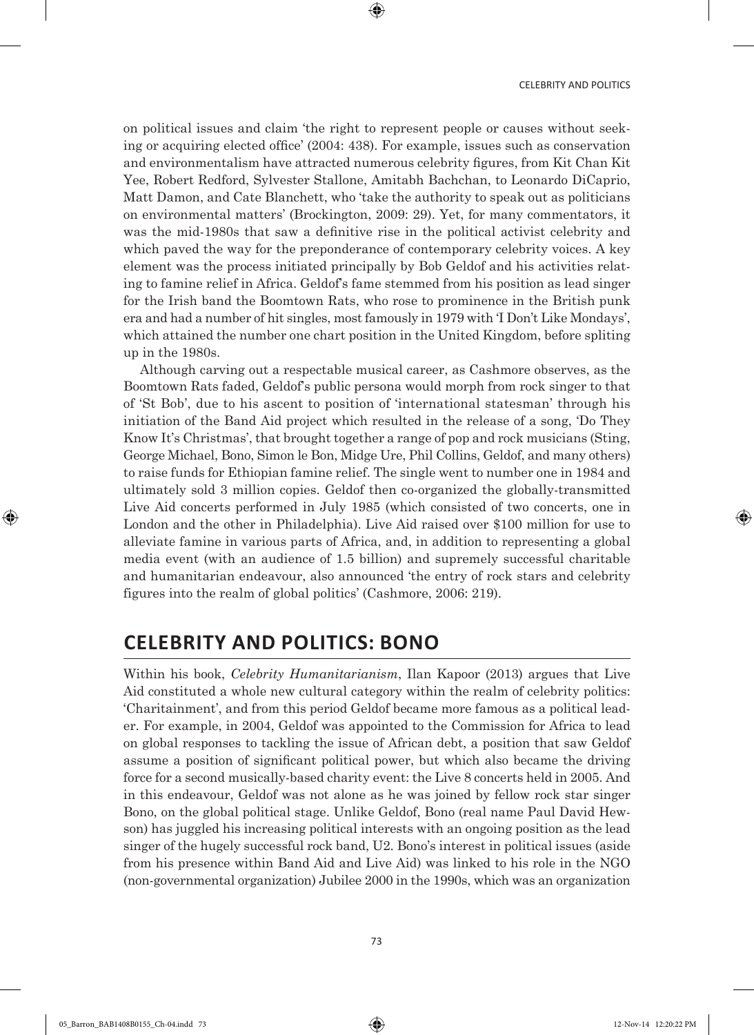on political issues and claim 'the right to represent people or causes without seeking or acquiring elected office' (2004: 438). For example, issues such as conservation and environmentalism have attracted numerous celebrity figures, from Kit Chan Kit Yee, Robert Redford, Sylvester Stallone, Amitabh Bachchan, to Leonardo DiCaprio, Matt Damon, and Cate Blanchett, who 'take the authority to speak out as politicians on environmental matters' (Brockington, 2009: 29). Yet, for many commentators, it was the mid-1980s that saw a definitive rise in the political activist celebrity and which paved the way for the preponderance of contemporary celebrity voices. A key element was the process initiated principally by Bob Geldof and his activities relating to famine relief in Africa. Geldof's fame stemmed from his position as lead singer for the Irish band the Boomtown Rats, who rose to prominence in the British punk era and had a number of hit singles, most famously in 1979 with 'I Don't Like Mondays', which attained the number one chart position in the United Kingdom, before spliting up in the 1980s.

Although carving out a respectable musical career, as Cashmore observes, as the Boomtown Rats faded, Geldof's public persona would morph from rock singer to that of 'St Bob', due to his ascent to position of 'international statesman' through his initiation of the Band Aid project which resulted in the release of a song, 'Do They Know It's Christmas', that brought together a range of pop and rock musicians (Sting, George Michael, Bono, Simon le Bon, Midge Ure, Phil Collins, Geldof, and many others) to raise funds for Ethiopian famine relief. The single went to number one in 1984 and ultimately sold 3 million copies. Geldof then co-organized the globally-transmitted Live Aid concerts performed in July 1985 (which consisted of two concerts, one in London and the other in Philadelphia). Live Aid raised over $100 million for use to alleviate famine in various parts of Africa, and, in addition to representing a global media event (with an audience of 1.5 billion) and supremely successful charitable and humanitarian endeavour, also announced 'the entry of rock stars and celebrity figures into the realm of global politics' (Cashmore, 2006: 219).

## CELEBRITY AND POLITICS: BONO

Within his book, *Celebrity Humanitarianism*, Ilan Kapoor (2013) argues that Live Aid constituted a whole new cultural category within the realm of celebrity politics: 'Charitainment', and from this period Geldof became more famous as a political leader. For example, in 2004, Geldof was appointed to the Commission for Africa to lead on global responses to tackling the issue of African debt, a position that saw Geldof assume a position of significant political power, but which also became the driving force for a second musically-based charity event: the Live 8 concerts held in 2005. And in this endeavour, Geldof was not alone as he was joined by fellow rock star singer Bono, on the global political stage. Unlike Geldof, Bono (real name Paul David Hewson) has juggled his increasing political interests with an ongoing position as the lead singer of the hugely successful rock band, U2. Bono's interest in political issues (aside from his presence within Band Aid and Live Aid) was linked to his role in the NGO (non-governmental organization) Jubilee 2000 in the 1990s, which was an organization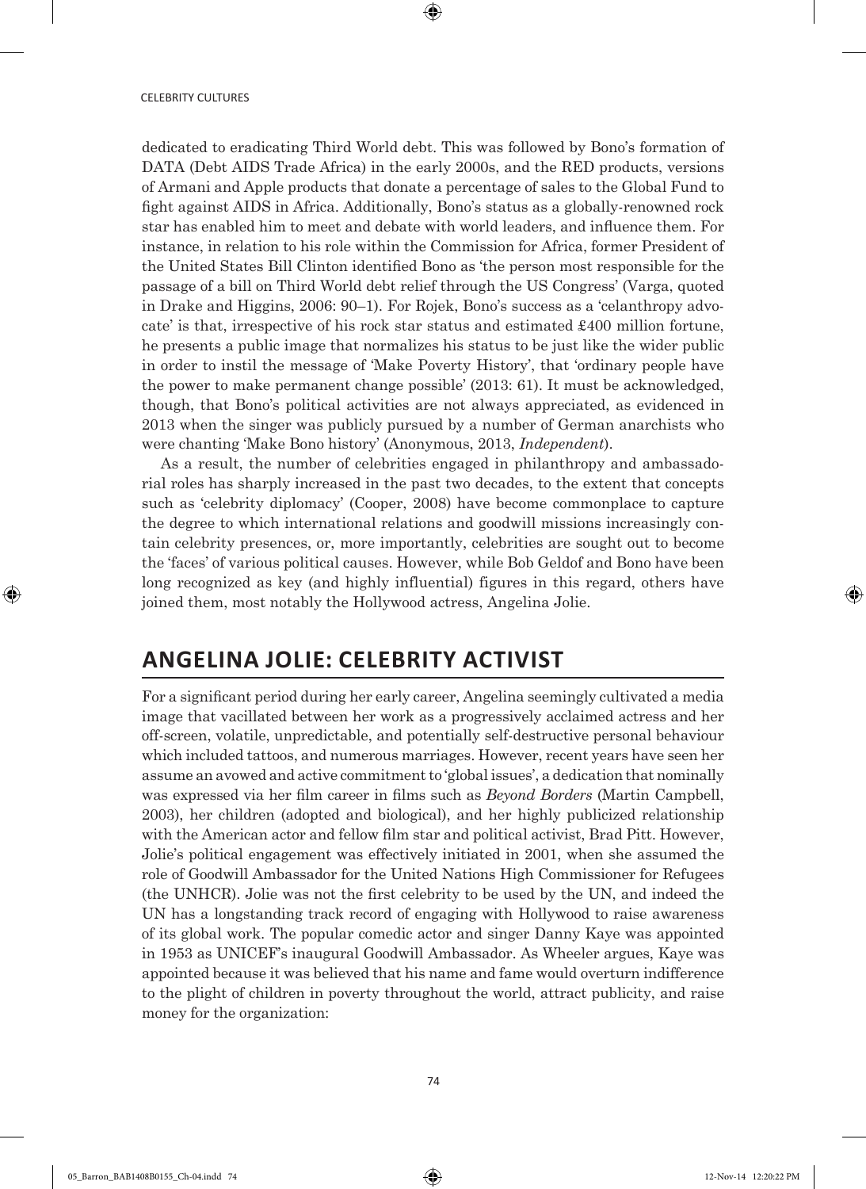dedicated to eradicating Third World debt. This was followed by Bono's formation of DATA (Debt AIDS Trade Africa) in the early 2000s, and the RED products, versions of Armani and Apple products that donate a percentage of sales to the Global Fund to fight against AIDS in Africa. Additionally, Bono's status as a globally-renowned rock star has enabled him to meet and debate with world leaders, and influence them. For instance, in relation to his role within the Commission for Africa, former President of the United States Bill Clinton identified Bono as 'the person most responsible for the passage of a bill on Third World debt relief through the US Congress' (Varga, quoted in Drake and Higgins, 2006: 90–1). For Rojek, Bono's success as a 'celanthropy advocate' is that, irrespective of his rock star status and estimated £400 million fortune, he presents a public image that normalizes his status to be just like the wider public in order to instil the message of 'Make Poverty History', that 'ordinary people have the power to make permanent change possible' (2013: 61). It must be acknowledged, though, that Bono's political activities are not always appreciated, as evidenced in 2013 when the singer was publicly pursued by a number of German anarchists who were chanting 'Make Bono history' (Anonymous, 2013, *Independent*).

As a result, the number of celebrities engaged in philanthropy and ambassadorial roles has sharply increased in the past two decades, to the extent that concepts such as 'celebrity diplomacy' (Cooper, 2008) have become commonplace to capture the degree to which international relations and goodwill missions increasingly contain celebrity presences, or, more importantly, celebrities are sought out to become the 'faces' of various political causes. However, while Bob Geldof and Bono have been long recognized as key (and highly influential) figures in this regard, others have joined them, most notably the Hollywood actress, Angelina Jolie.

## ANGELINA JOLIE: CELEBRITY ACTIVIST

For a significant period during her early career, Angelina seemingly cultivated a media image that vacillated between her work as a progressively acclaimed actress and her off-screen, volatile, unpredictable, and potentially self-destructive personal behaviour which included tattoos, and numerous marriages. However, recent years have seen her assume an avowed and active commitment to 'global issues', a dedication that nominally was expressed via her film career in films such as *Beyond Borders* (Martin Campbell, 2003), her children (adopted and biological), and her highly publicized relationship with the American actor and fellow film star and political activist, Brad Pitt. However, Jolie's political engagement was effectively initiated in 2001, when she assumed the role of Goodwill Ambassador for the United Nations High Commissioner for Refugees (the UNHCR). Jolie was not the first celebrity to be used by the UN, and indeed the UN has a longstanding track record of engaging with Hollywood to raise awareness of its global work. The popular comedic actor and singer Danny Kaye was appointed in 1953 as UNICEF's inaugural Goodwill Ambassador. As Wheeler argues, Kaye was appointed because it was believed that his name and fame would overturn indifference to the plight of children in poverty throughout the world, attract publicity, and raise money for the organization: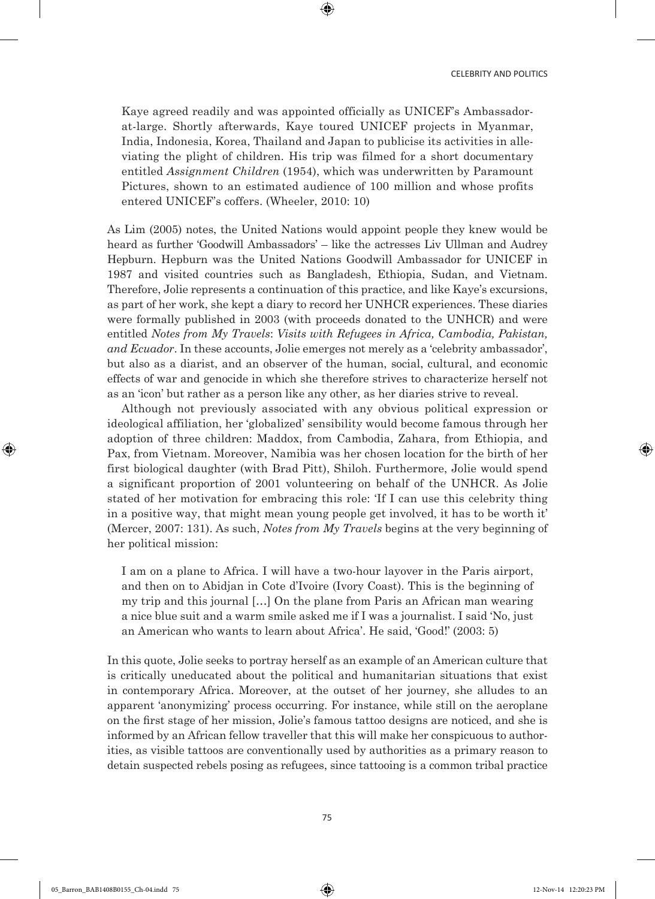> Kaye agreed readily and was appointed officially as UNICEF's Ambassador-at-large. Shortly afterwards, Kaye toured UNICEF projects in Myanmar, India, Indonesia, Korea, Thailand and Japan to publicise its activities in alleviating the plight of children. His trip was filmed for a short documentary entitled *Assignment Children* (1954), which was underwritten by Paramount Pictures, shown to an estimated audience of 100 million and whose profits entered UNICEF's coffers. (Wheeler, 2010: 10)

As Lim (2005) notes, the United Nations would appoint people they knew would be heard as further 'Goodwill Ambassadors' – like the actresses Liv Ullman and Audrey Hepburn. Hepburn was the United Nations Goodwill Ambassador for UNICEF in 1987 and visited countries such as Bangladesh, Ethiopia, Sudan, and Vietnam. Therefore, Jolie represents a continuation of this practice, and like Kaye's excursions, as part of her work, she kept a diary to record her UNHCR experiences. These diaries were formally published in 2003 (with proceeds donated to the UNHCR) and were entitled *Notes from My Travels*: *Visits with Refugees in Africa, Cambodia, Pakistan, and Ecuador*. In these accounts, Jolie emerges not merely as a 'celebrity ambassador', but also as a diarist, and an observer of the human, social, cultural, and economic effects of war and genocide in which she therefore strives to characterize herself not as an 'icon' but rather as a person like any other, as her diaries strive to reveal.

Although not previously associated with any obvious political expression or ideological affiliation, her 'globalized' sensibility would become famous through her adoption of three children: Maddox, from Cambodia, Zahara, from Ethiopia, and Pax, from Vietnam. Moreover, Namibia was her chosen location for the birth of her first biological daughter (with Brad Pitt), Shiloh. Furthermore, Jolie would spend a significant proportion of 2001 volunteering on behalf of the UNHCR. As Jolie stated of her motivation for embracing this role: 'If I can use this celebrity thing in a positive way, that might mean young people get involved, it has to be worth it' (Mercer, 2007: 131). As such, *Notes from My Travels* begins at the very beginning of her political mission:

> I am on a plane to Africa. I will have a two-hour layover in the Paris airport, and then on to Abidjan in Cote d'Ivoire (Ivory Coast). This is the beginning of my trip and this journal […] On the plane from Paris an African man wearing a nice blue suit and a warm smile asked me if I was a journalist. I said 'No, just an American who wants to learn about Africa'. He said, 'Good!' (2003: 5)

In this quote, Jolie seeks to portray herself as an example of an American culture that is critically uneducated about the political and humanitarian situations that exist in contemporary Africa. Moreover, at the outset of her journey, she alludes to an apparent 'anonymizing' process occurring. For instance, while still on the aeroplane on the first stage of her mission, Jolie's famous tattoo designs are noticed, and she is informed by an African fellow traveller that this will make her conspicuous to authorities, as visible tattoos are conventionally used by authorities as a primary reason to detain suspected rebels posing as refugees, since tattooing is a common tribal practice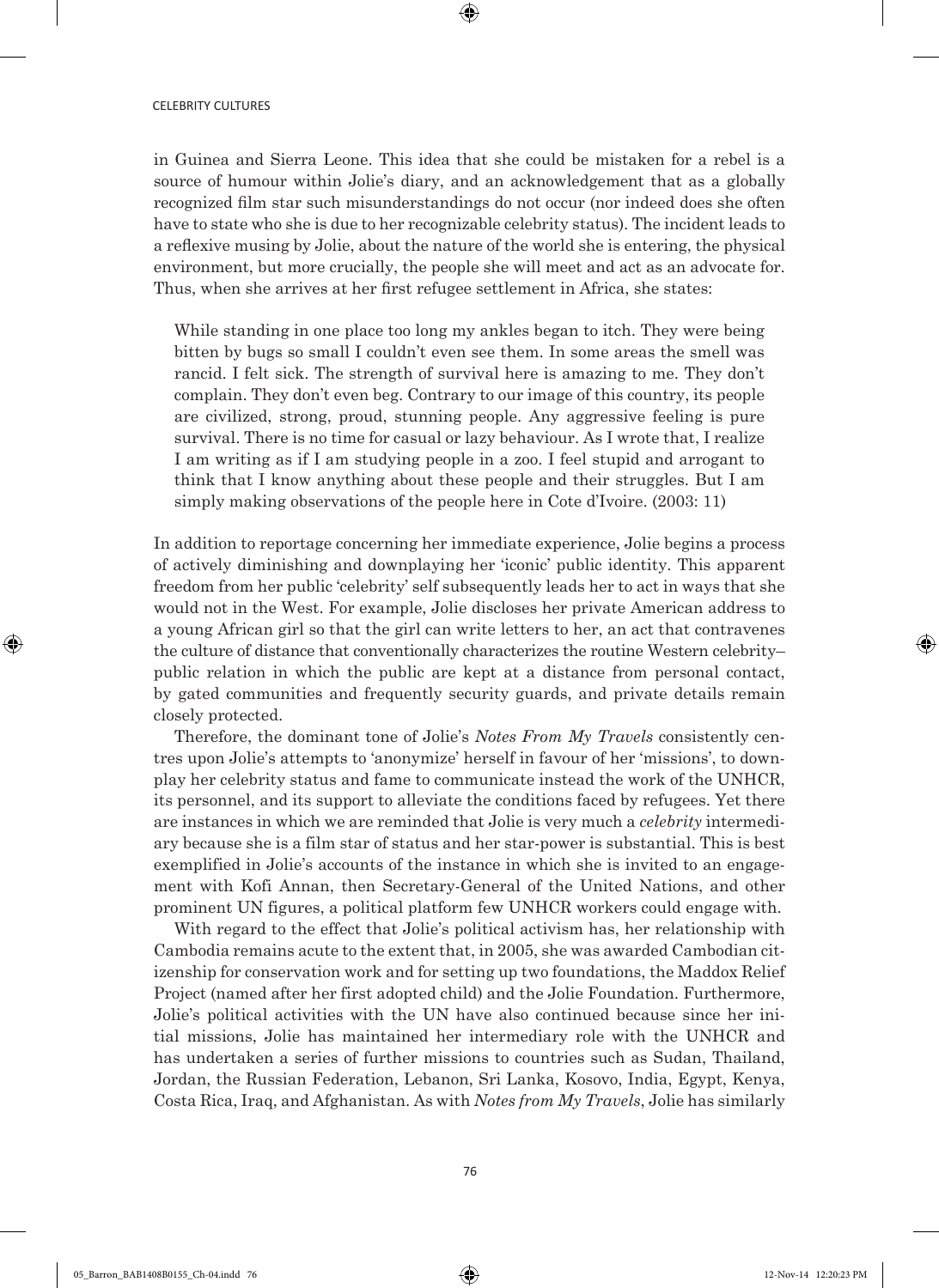in Guinea and Sierra Leone. This idea that she could be mistaken for a rebel is a source of humour within Jolie's diary, and an acknowledgement that as a globally recognized film star such misunderstandings do not occur (nor indeed does she often have to state who she is due to her recognizable celebrity status). The incident leads to a reflexive musing by Jolie, about the nature of the world she is entering, the physical environment, but more crucially, the people she will meet and act as an advocate for. Thus, when she arrives at her first refugee settlement in Africa, she states:

> While standing in one place too long my ankles began to itch. They were being bitten by bugs so small I couldn't even see them. In some areas the smell was rancid. I felt sick. The strength of survival here is amazing to me. They don't complain. They don't even beg. Contrary to our image of this country, its people are civilized, strong, proud, stunning people. Any aggressive feeling is pure survival. There is no time for casual or lazy behaviour. As I wrote that, I realize I am writing as if I am studying people in a zoo. I feel stupid and arrogant to think that I know anything about these people and their struggles. But I am simply making observations of the people here in Cote d'Ivoire. (2003: 11)

In addition to reportage concerning her immediate experience, Jolie begins a process of actively diminishing and downplaying her 'iconic' public identity. This apparent freedom from her public 'celebrity' self subsequently leads her to act in ways that she would not in the West. For example, Jolie discloses her private American address to a young African girl so that the girl can write letters to her, an act that contravenes the culture of distance that conventionally characterizes the routine Western celebrity–public relation in which the public are kept at a distance from personal contact, by gated communities and frequently security guards, and private details remain closely protected.

Therefore, the dominant tone of Jolie's *Notes From My Travels* consistently centres upon Jolie's attempts to 'anonymize' herself in favour of her 'missions', to downplay her celebrity status and fame to communicate instead the work of the UNHCR, its personnel, and its support to alleviate the conditions faced by refugees. Yet there are instances in which we are reminded that Jolie is very much a *celebrity* intermediary because she is a film star of status and her star-power is substantial. This is best exemplified in Jolie's accounts of the instance in which she is invited to an engagement with Kofi Annan, then Secretary-General of the United Nations, and other prominent UN figures, a political platform few UNHCR workers could engage with.

With regard to the effect that Jolie's political activism has, her relationship with Cambodia remains acute to the extent that, in 2005, she was awarded Cambodian citizenship for conservation work and for setting up two foundations, the Maddox Relief Project (named after her first adopted child) and the Jolie Foundation. Furthermore, Jolie's political activities with the UN have also continued because since her initial missions, Jolie has maintained her intermediary role with the UNHCR and has undertaken a series of further missions to countries such as Sudan, Thailand, Jordan, the Russian Federation, Lebanon, Sri Lanka, Kosovo, India, Egypt, Kenya, Costa Rica, Iraq, and Afghanistan. As with *Notes from My Travels*, Jolie has similarly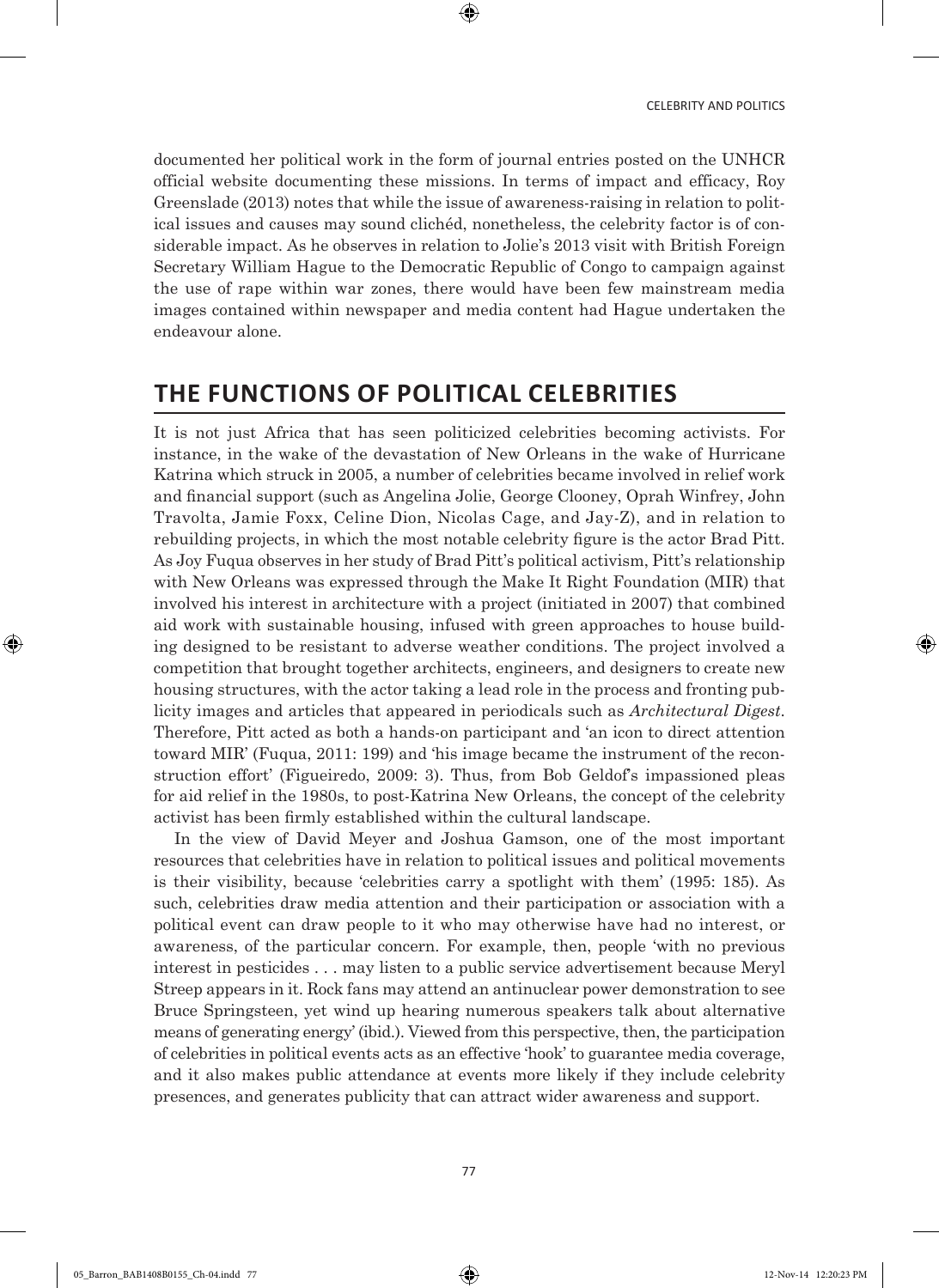documented her political work in the form of journal entries posted on the UNHCR official website documenting these missions. In terms of impact and efficacy, Roy Greenslade (2013) notes that while the issue of awareness-raising in relation to political issues and causes may sound clichéd, nonetheless, the celebrity factor is of considerable impact. As he observes in relation to Jolie's 2013 visit with British Foreign Secretary William Hague to the Democratic Republic of Congo to campaign against the use of rape within war zones, there would have been few mainstream media images contained within newspaper and media content had Hague undertaken the endeavour alone.

## THE FUNCTIONS OF POLITICAL CELEBRITIES

It is not just Africa that has seen politicized celebrities becoming activists. For instance, in the wake of the devastation of New Orleans in the wake of Hurricane Katrina which struck in 2005, a number of celebrities became involved in relief work and financial support (such as Angelina Jolie, George Clooney, Oprah Winfrey, John Travolta, Jamie Foxx, Celine Dion, Nicolas Cage, and Jay-Z), and in relation to rebuilding projects, in which the most notable celebrity figure is the actor Brad Pitt. As Joy Fuqua observes in her study of Brad Pitt's political activism, Pitt's relationship with New Orleans was expressed through the Make It Right Foundation (MIR) that involved his interest in architecture with a project (initiated in 2007) that combined aid work with sustainable housing, infused with green approaches to house building designed to be resistant to adverse weather conditions. The project involved a competition that brought together architects, engineers, and designers to create new housing structures, with the actor taking a lead role in the process and fronting publicity images and articles that appeared in periodicals such as *Architectural Digest*. Therefore, Pitt acted as both a hands-on participant and 'an icon to direct attention toward MIR' (Fuqua, 2011: 199) and 'his image became the instrument of the reconstruction effort' (Figueiredo, 2009: 3). Thus, from Bob Geldof's impassioned pleas for aid relief in the 1980s, to post-Katrina New Orleans, the concept of the celebrity activist has been firmly established within the cultural landscape.

In the view of David Meyer and Joshua Gamson, one of the most important resources that celebrities have in relation to political issues and political movements is their visibility, because 'celebrities carry a spotlight with them' (1995: 185). As such, celebrities draw media attention and their participation or association with a political event can draw people to it who may otherwise have had no interest, or awareness, of the particular concern. For example, then, people 'with no previous interest in pesticides . . . may listen to a public service advertisement because Meryl Streep appears in it. Rock fans may attend an antinuclear power demonstration to see Bruce Springsteen, yet wind up hearing numerous speakers talk about alternative means of generating energy' (ibid.). Viewed from this perspective, then, the participation of celebrities in political events acts as an effective 'hook' to guarantee media coverage, and it also makes public attendance at events more likely if they include celebrity presences, and generates publicity that can attract wider awareness and support.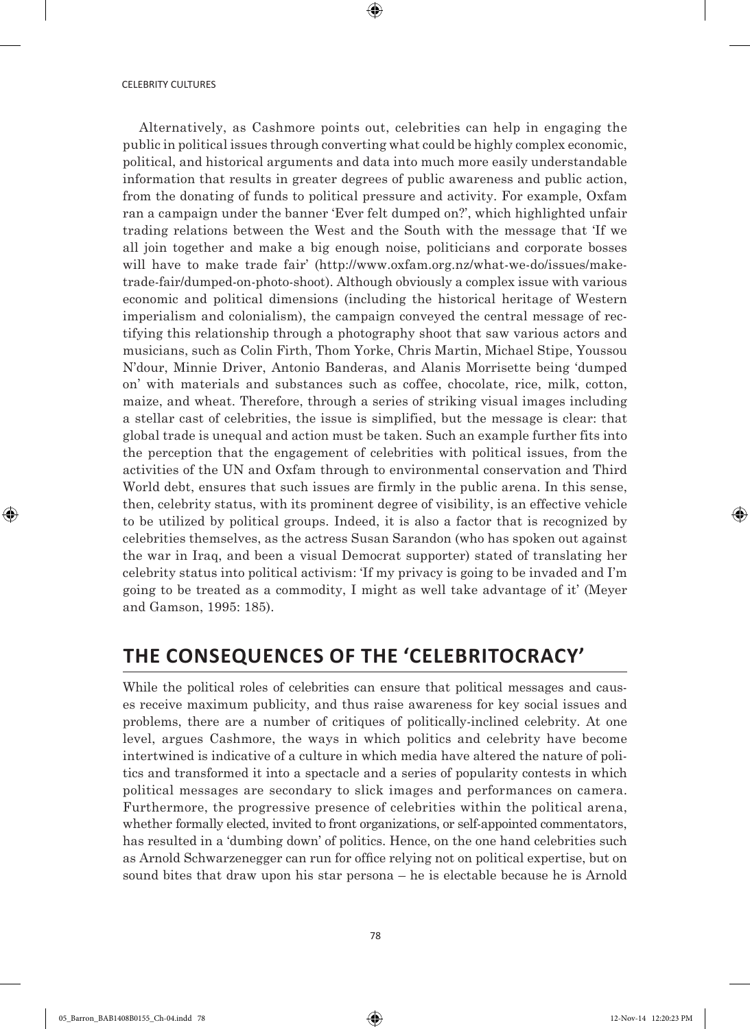Alternatively, as Cashmore points out, celebrities can help in engaging the public in political issues through converting what could be highly complex economic, political, and historical arguments and data into much more easily understandable information that results in greater degrees of public awareness and public action, from the donating of funds to political pressure and activity. For example, Oxfam ran a campaign under the banner 'Ever felt dumped on?', which highlighted unfair trading relations between the West and the South with the message that 'If we all join together and make a big enough noise, politicians and corporate bosses will have to make trade fair' (http://www.oxfam.org.nz/what-we-do/issues/make-trade-fair/dumped-on-photo-shoot). Although obviously a complex issue with various economic and political dimensions (including the historical heritage of Western imperialism and colonialism), the campaign conveyed the central message of rectifying this relationship through a photography shoot that saw various actors and musicians, such as Colin Firth, Thom Yorke, Chris Martin, Michael Stipe, Youssou N'dour, Minnie Driver, Antonio Banderas, and Alanis Morrisette being 'dumped on' with materials and substances such as coffee, chocolate, rice, milk, cotton, maize, and wheat. Therefore, through a series of striking visual images including a stellar cast of celebrities, the issue is simplified, but the message is clear: that global trade is unequal and action must be taken. Such an example further fits into the perception that the engagement of celebrities with political issues, from the activities of the UN and Oxfam through to environmental conservation and Third World debt, ensures that such issues are firmly in the public arena. In this sense, then, celebrity status, with its prominent degree of visibility, is an effective vehicle to be utilized by political groups. Indeed, it is also a factor that is recognized by celebrities themselves, as the actress Susan Sarandon (who has spoken out against the war in Iraq, and been a visual Democrat supporter) stated of translating her celebrity status into political activism: 'If my privacy is going to be invaded and I'm going to be treated as a commodity, I might as well take advantage of it' (Meyer and Gamson, 1995: 185).

## THE CONSEQUENCES OF THE 'CELEBRITOCRACY'

While the political roles of celebrities can ensure that political messages and causes receive maximum publicity, and thus raise awareness for key social issues and problems, there are a number of critiques of politically-inclined celebrity. At one level, argues Cashmore, the ways in which politics and celebrity have become intertwined is indicative of a culture in which media have altered the nature of politics and transformed it into a spectacle and a series of popularity contests in which political messages are secondary to slick images and performances on camera. Furthermore, the progressive presence of celebrities within the political arena, whether formally elected, invited to front organizations, or self-appointed commentators, has resulted in a 'dumbing down' of politics. Hence, on the one hand celebrities such as Arnold Schwarzenegger can run for office relying not on political expertise, but on sound bites that draw upon his star persona – he is electable because he is Arnold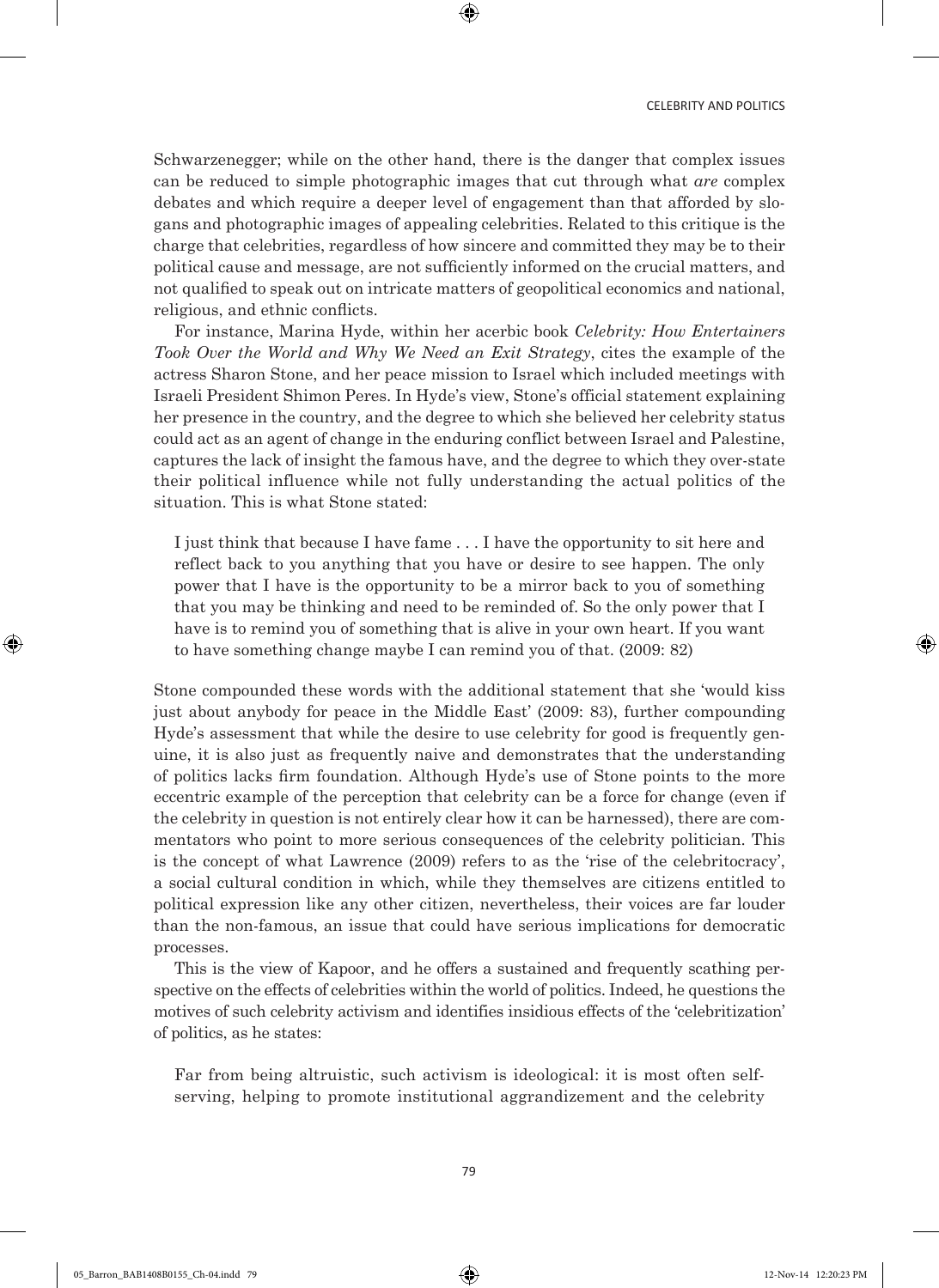Schwarzenegger; while on the other hand, there is the danger that complex issues can be reduced to simple photographic images that cut through what *are* complex debates and which require a deeper level of engagement than that afforded by slogans and photographic images of appealing celebrities. Related to this critique is the charge that celebrities, regardless of how sincere and committed they may be to their political cause and message, are not sufficiently informed on the crucial matters, and not qualified to speak out on intricate matters of geopolitical economics and national, religious, and ethnic conflicts.

For instance, Marina Hyde, within her acerbic book *Celebrity: How Entertainers Took Over the World and Why We Need an Exit Strategy*, cites the example of the actress Sharon Stone, and her peace mission to Israel which included meetings with Israeli President Shimon Peres. In Hyde's view, Stone's official statement explaining her presence in the country, and the degree to which she believed her celebrity status could act as an agent of change in the enduring conflict between Israel and Palestine, captures the lack of insight the famous have, and the degree to which they over-state their political influence while not fully understanding the actual politics of the situation. This is what Stone stated:

> I just think that because I have fame . . . I have the opportunity to sit here and reflect back to you anything that you have or desire to see happen. The only power that I have is the opportunity to be a mirror back to you of something that you may be thinking and need to be reminded of. So the only power that I have is to remind you of something that is alive in your own heart. If you want to have something change maybe I can remind you of that. (2009: 82)

Stone compounded these words with the additional statement that she 'would kiss just about anybody for peace in the Middle East' (2009: 83), further compounding Hyde's assessment that while the desire to use celebrity for good is frequently genuine, it is also just as frequently naive and demonstrates that the understanding of politics lacks firm foundation. Although Hyde's use of Stone points to the more eccentric example of the perception that celebrity can be a force for change (even if the celebrity in question is not entirely clear how it can be harnessed), there are commentators who point to more serious consequences of the celebrity politician. This is the concept of what Lawrence (2009) refers to as the 'rise of the celebritocracy', a social cultural condition in which, while they themselves are citizens entitled to political expression like any other citizen, nevertheless, their voices are far louder than the non-famous, an issue that could have serious implications for democratic processes.

This is the view of Kapoor, and he offers a sustained and frequently scathing perspective on the effects of celebrities within the world of politics. Indeed, he questions the motives of such celebrity activism and identifies insidious effects of the 'celebritization' of politics, as he states:

> Far from being altruistic, such activism is ideological: it is most often self-serving, helping to promote institutional aggrandizement and the celebrity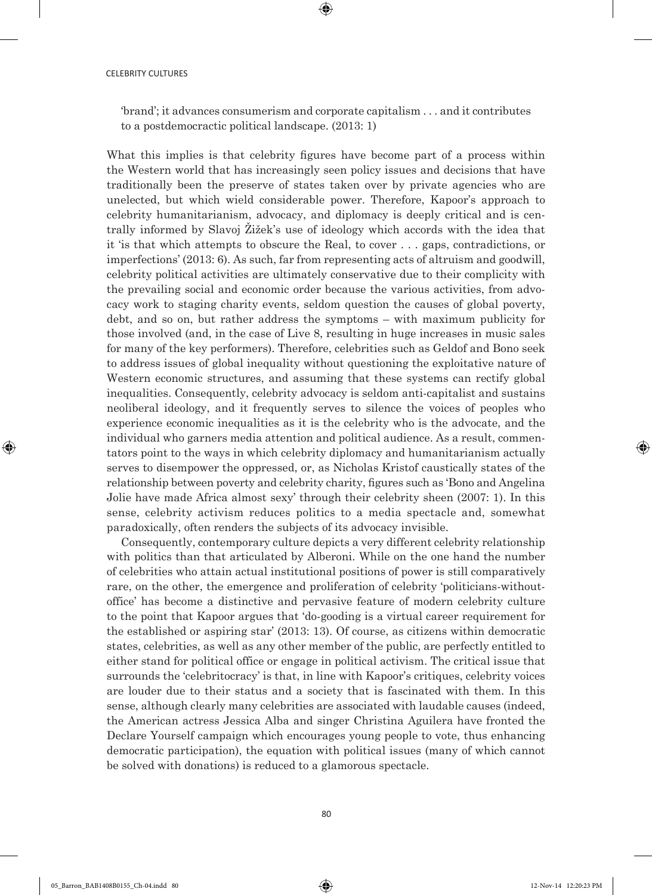'brand'; it advances consumerism and corporate capitalism . . . and it contributes to a postdemocractic political landscape. (2013: 1)

What this implies is that celebrity figures have become part of a process within the Western world that has increasingly seen policy issues and decisions that have traditionally been the preserve of states taken over by private agencies who are unelected, but which wield considerable power. Therefore, Kapoor's approach to celebrity humanitarianism, advocacy, and diplomacy is deeply critical and is centrally informed by Slavoj Žižek's use of ideology which accords with the idea that it 'is that which attempts to obscure the Real, to cover . . . gaps, contradictions, or imperfections' (2013: 6). As such, far from representing acts of altruism and goodwill, celebrity political activities are ultimately conservative due to their complicity with the prevailing social and economic order because the various activities, from advocacy work to staging charity events, seldom question the causes of global poverty, debt, and so on, but rather address the symptoms – with maximum publicity for those involved (and, in the case of Live 8, resulting in huge increases in music sales for many of the key performers). Therefore, celebrities such as Geldof and Bono seek to address issues of global inequality without questioning the exploitative nature of Western economic structures, and assuming that these systems can rectify global inequalities. Consequently, celebrity advocacy is seldom anti-capitalist and sustains neoliberal ideology, and it frequently serves to silence the voices of peoples who experience economic inequalities as it is the celebrity who is the advocate, and the individual who garners media attention and political audience. As a result, commentators point to the ways in which celebrity diplomacy and humanitarianism actually serves to disempower the oppressed, or, as Nicholas Kristof caustically states of the relationship between poverty and celebrity charity, figures such as 'Bono and Angelina Jolie have made Africa almost sexy' through their celebrity sheen (2007: 1). In this sense, celebrity activism reduces politics to a media spectacle and, somewhat paradoxically, often renders the subjects of its advocacy invisible.

Consequently, contemporary culture depicts a very different celebrity relationship with politics than that articulated by Alberoni. While on the one hand the number of celebrities who attain actual institutional positions of power is still comparatively rare, on the other, the emergence and proliferation of celebrity 'politicians-without-office' has become a distinctive and pervasive feature of modern celebrity culture to the point that Kapoor argues that 'do-gooding is a virtual career requirement for the established or aspiring star' (2013: 13). Of course, as citizens within democratic states, celebrities, as well as any other member of the public, are perfectly entitled to either stand for political office or engage in political activism. The critical issue that surrounds the 'celebritocracy' is that, in line with Kapoor's critiques, celebrity voices are louder due to their status and a society that is fascinated with them. In this sense, although clearly many celebrities are associated with laudable causes (indeed, the American actress Jessica Alba and singer Christina Aguilera have fronted the Declare Yourself campaign which encourages young people to vote, thus enhancing democratic participation), the equation with political issues (many of which cannot be solved with donations) is reduced to a glamorous spectacle.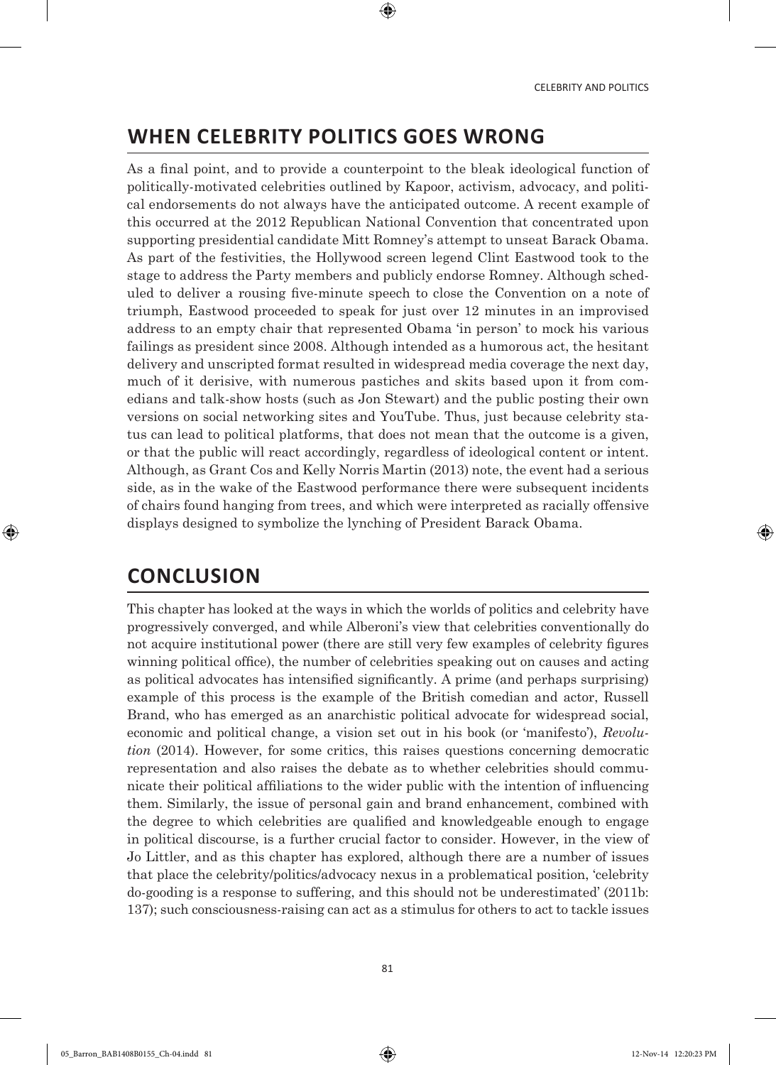## WHEN CELEBRITY POLITICS GOES WRONG

As a final point, and to provide a counterpoint to the bleak ideological function of politically-motivated celebrities outlined by Kapoor, activism, advocacy, and political endorsements do not always have the anticipated outcome. A recent example of this occurred at the 2012 Republican National Convention that concentrated upon supporting presidential candidate Mitt Romney's attempt to unseat Barack Obama. As part of the festivities, the Hollywood screen legend Clint Eastwood took to the stage to address the Party members and publicly endorse Romney. Although scheduled to deliver a rousing five-minute speech to close the Convention on a note of triumph, Eastwood proceeded to speak for just over 12 minutes in an improvised address to an empty chair that represented Obama 'in person' to mock his various failings as president since 2008. Although intended as a humorous act, the hesitant delivery and unscripted format resulted in widespread media coverage the next day, much of it derisive, with numerous pastiches and skits based upon it from comedians and talk-show hosts (such as Jon Stewart) and the public posting their own versions on social networking sites and YouTube. Thus, just because celebrity status can lead to political platforms, that does not mean that the outcome is a given, or that the public will react accordingly, regardless of ideological content or intent. Although, as Grant Cos and Kelly Norris Martin (2013) note, the event had a serious side, as in the wake of the Eastwood performance there were subsequent incidents of chairs found hanging from trees, and which were interpreted as racially offensive displays designed to symbolize the lynching of President Barack Obama.

## CONCLUSION

This chapter has looked at the ways in which the worlds of politics and celebrity have progressively converged, and while Alberoni's view that celebrities conventionally do not acquire institutional power (there are still very few examples of celebrity figures winning political office), the number of celebrities speaking out on causes and acting as political advocates has intensified significantly. A prime (and perhaps surprising) example of this process is the example of the British comedian and actor, Russell Brand, who has emerged as an anarchistic political advocate for widespread social, economic and political change, a vision set out in his book (or 'manifesto'), *Revolution* (2014). However, for some critics, this raises questions concerning democratic representation and also raises the debate as to whether celebrities should communicate their political affiliations to the wider public with the intention of influencing them. Similarly, the issue of personal gain and brand enhancement, combined with the degree to which celebrities are qualified and knowledgeable enough to engage in political discourse, is a further crucial factor to consider. However, in the view of Jo Littler, and as this chapter has explored, although there are a number of issues that place the celebrity/politics/advocacy nexus in a problematical position, 'celebrity do-gooding is a response to suffering, and this should not be underestimated' (2011b: 137); such consciousness-raising can act as a stimulus for others to act to tackle issues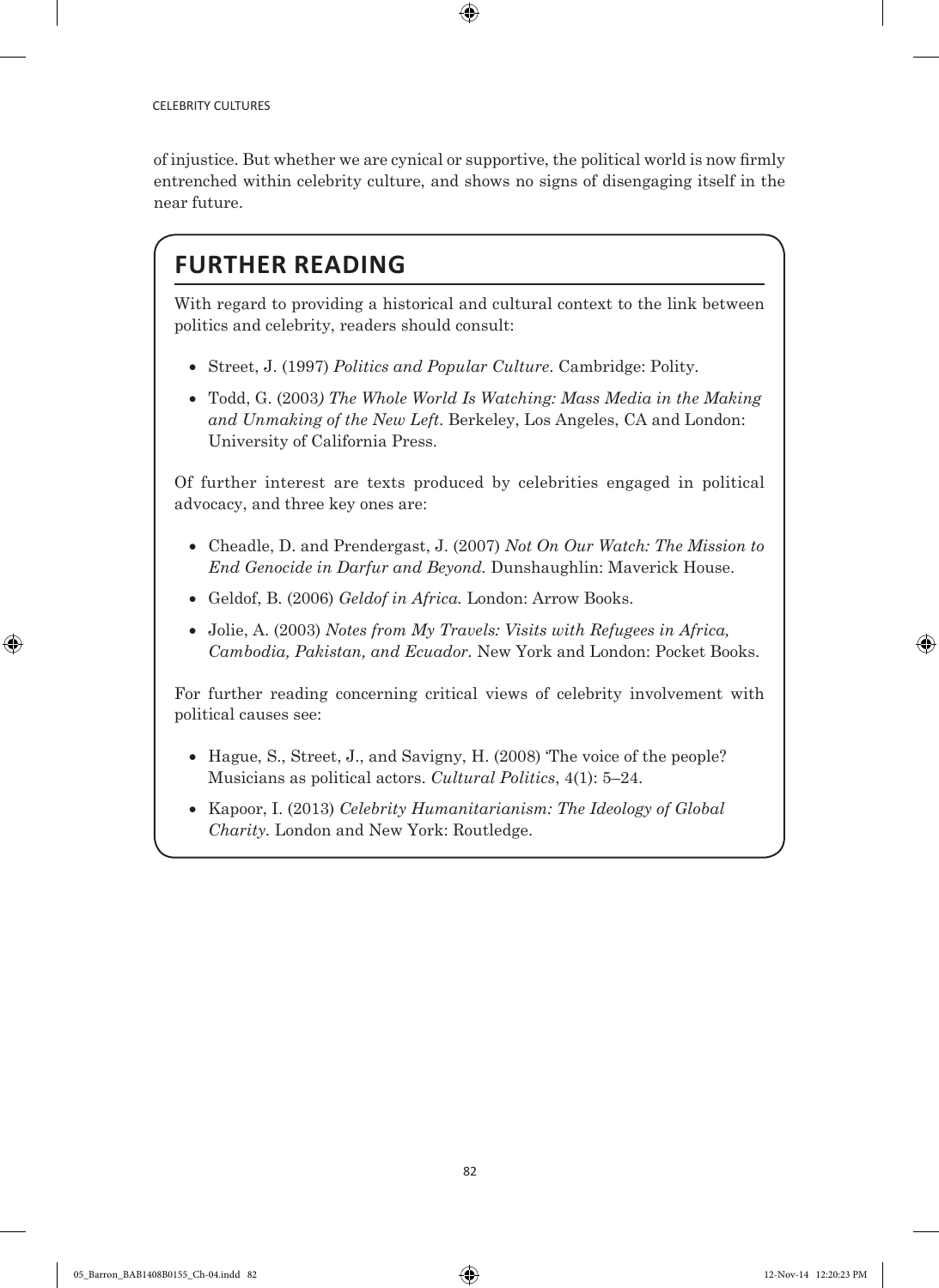of injustice. But whether we are cynical or supportive, the political world is now firmly entrenched within celebrity culture, and shows no signs of disengaging itself in the near future.

## FURTHER READING

With regard to providing a historical and cultural context to the link between politics and celebrity, readers should consult:

- Street, J. (1997) *Politics and Popular Culture*. Cambridge: Polity.
- Todd, G. (2003) *The Whole World Is Watching: Mass Media in the Making and Unmaking of the New Left*. Berkeley, Los Angeles, CA and London: University of California Press.

Of further interest are texts produced by celebrities engaged in political advocacy, and three key ones are:

- Cheadle, D. and Prendergast, J. (2007) *Not On Our Watch: The Mission to End Genocide in Darfur and Beyond*. Dunshaughlin: Maverick House.
- Geldof, B. (2006) *Geldof in Africa*. London: Arrow Books.
- Jolie, A. (2003) *Notes from My Travels: Visits with Refugees in Africa, Cambodia, Pakistan, and Ecuador*. New York and London: Pocket Books.

For further reading concerning critical views of celebrity involvement with political causes see:

- Hague, S., Street, J., and Savigny, H. (2008) 'The voice of the people? Musicians as political actors. *Cultural Politics*, 4(1): 5–24.
- Kapoor, I. (2013) *Celebrity Humanitarianism: The Ideology of Global Charity*. London and New York: Routledge.